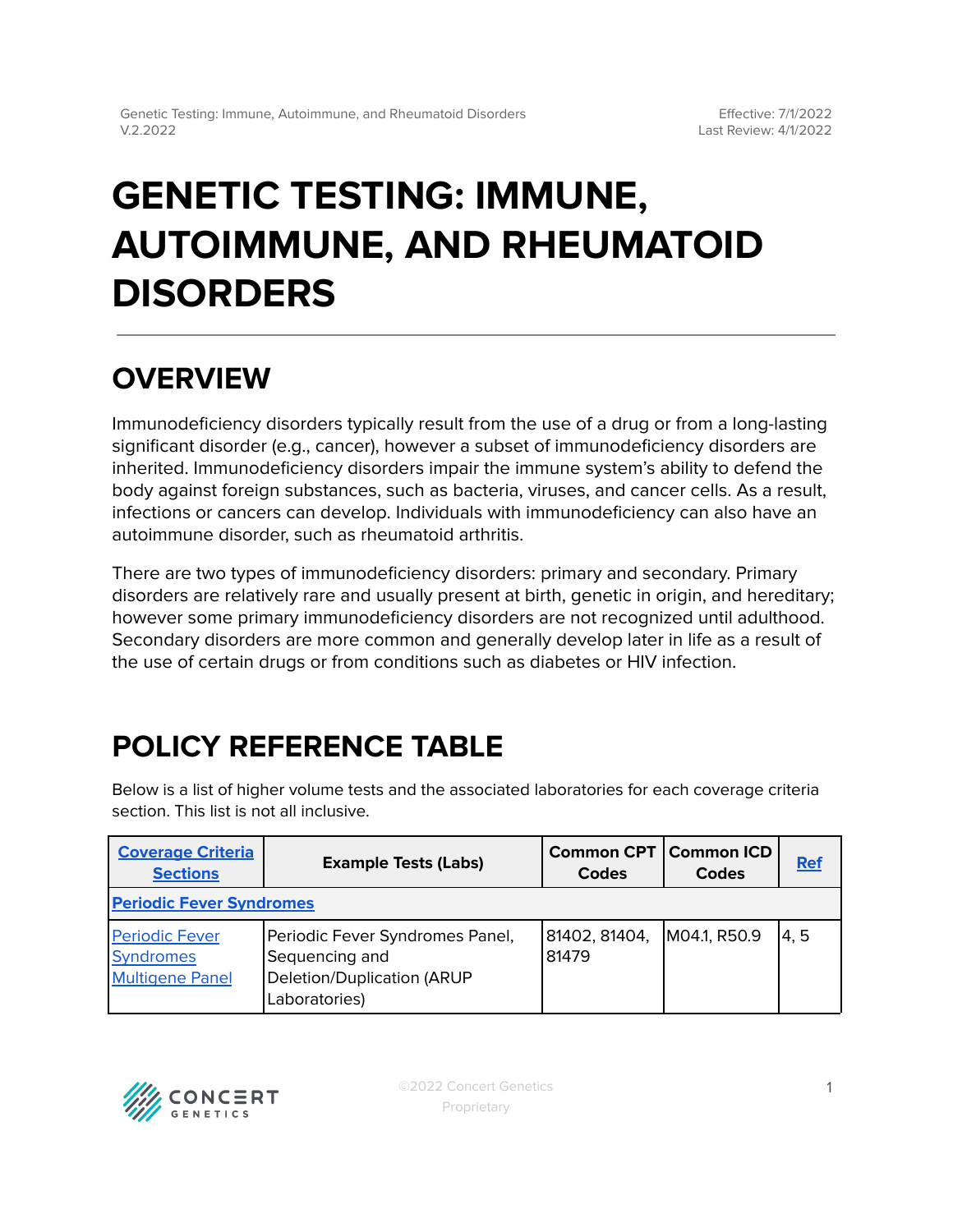# GENETIC TESTING: IMMUNE, AUTOIMMUNE, AND RHEUMATOID DISORDERS

## OVERVIEW

Immunodeficiency disorders typically result from the use of a drug or from a long-lasting significant disorder (e.g., cancer), however a subset of immunodeficiency disorders are inherited. Immunodeficiency disorders impair the immune system's ability to defend the body against foreign substances, such as bacteria, viruses, and cancer cells. As a result, infections or cancers can develop. Individuals with immunodeficiency can also have an autoimmune disorder, such as rheumatoid arthritis.

There are two types of immunodeficiency disorders: primary and secondary. Primary disorders are relatively rare and usually present at birth, genetic in origin, and hereditary; however some primary immunodeficiency disorders are not recognized until adulthood. Secondary disorders are more common and generally develop later in life as a result of the use of certain drugs or from conditions such as diabetes or HIV infection.

## POLICY REFERENCE TABLE

Below is a list of higher volume tests and the associated laboratories for each coverage criteria section. This list is not all inclusive.

| **Coverage Criteria Sections** | **Example Tests (Labs)** | **Common CPT Codes** | **Common ICD Codes** | **Ref** |
|---|---|---|---|---|
| **Periodic Fever Syndromes** | | | | |
| Periodic Fever Syndromes Multigene Panel | Periodic Fever Syndromes Panel, Sequencing and Deletion/Duplication (ARUP Laboratories) | 81402, 81404, 81479 | M04.1, R50.9 | 4, 5 |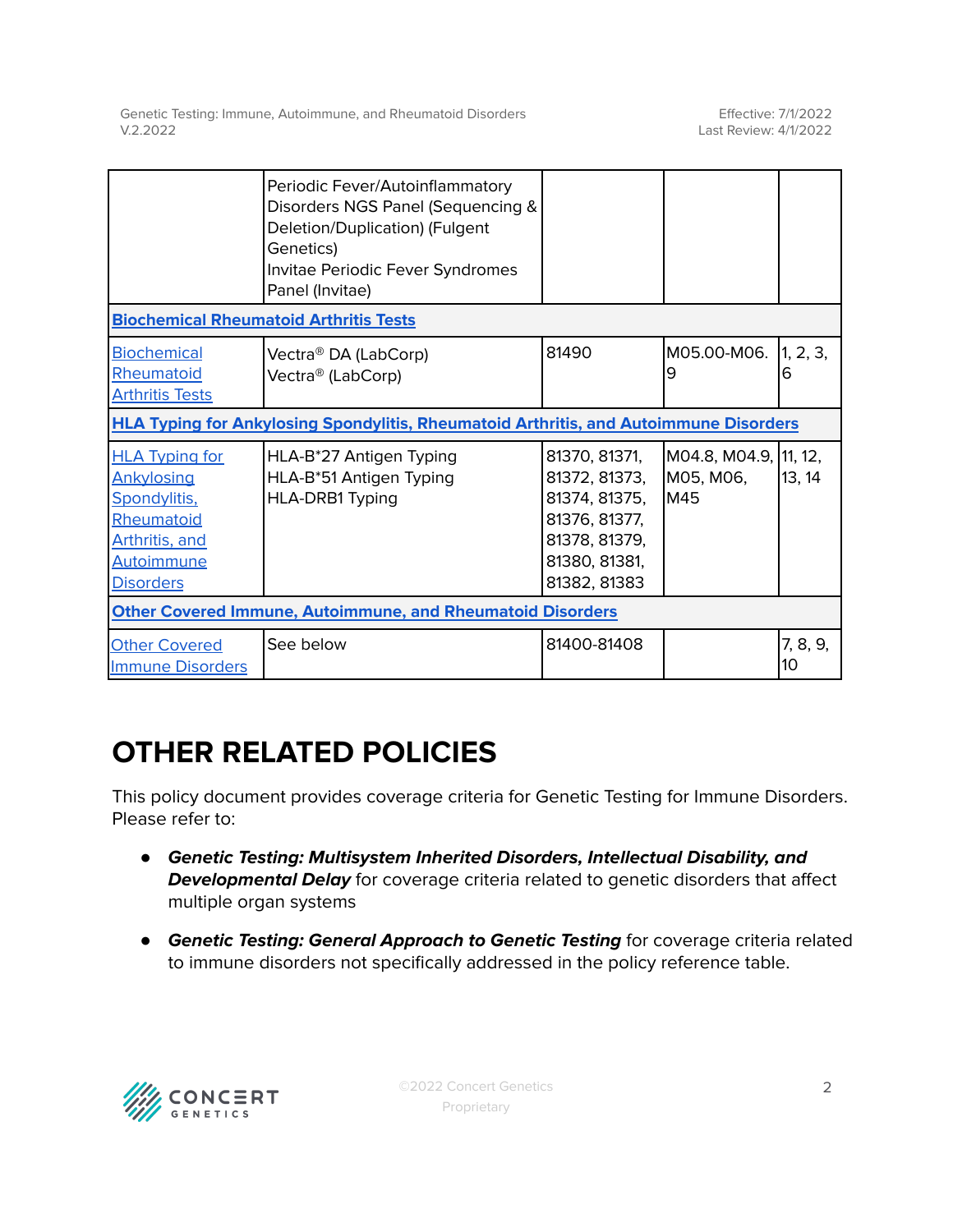| | | | | |
|---|---|---|---|---|
| | Periodic Fever/Autoinflammatory Disorders NGS Panel (Sequencing & Deletion/Duplication) (Fulgent Genetics)<br>Invitae Periodic Fever Syndromes Panel (Invitae) | | | |
| **Biochemical Rheumatoid Arthritis Tests** | | | | |
| Biochemical Rheumatoid Arthritis Tests | Vectra® DA (LabCorp)<br>Vectra® (LabCorp) | 81490 | M05.00-M06.9 | 1, 2, 3, 6 |
| **HLA Typing for Ankylosing Spondylitis, Rheumatoid Arthritis, and Autoimmune Disorders** | | | | |
| HLA Typing for Ankylosing Spondylitis, Rheumatoid Arthritis, and Autoimmune Disorders | HLA-B*27 Antigen Typing<br>HLA-B*51 Antigen Typing<br>HLA-DRB1 Typing | 81370, 81371, 81372, 81373, 81374, 81375, 81376, 81377, 81378, 81379, 81380, 81381, 81382, 81383 | M04.8, M04.9, M05, M06, M45 | 11, 12, 13, 14 |
| **Other Covered Immune, Autoimmune, and Rheumatoid Disorders** | | | | |
| Other Covered Immune Disorders | See below | 81400-81408 | | 7, 8, 9, 10 |

# OTHER RELATED POLICIES

This policy document provides coverage criteria for Genetic Testing for Immune Disorders. Please refer to:

- ***Genetic Testing: Multisystem Inherited Disorders, Intellectual Disability, and Developmental Delay*** for coverage criteria related to genetic disorders that affect multiple organ systems
- ***Genetic Testing: General Approach to Genetic Testing*** for coverage criteria related to immune disorders not specifically addressed in the policy reference table.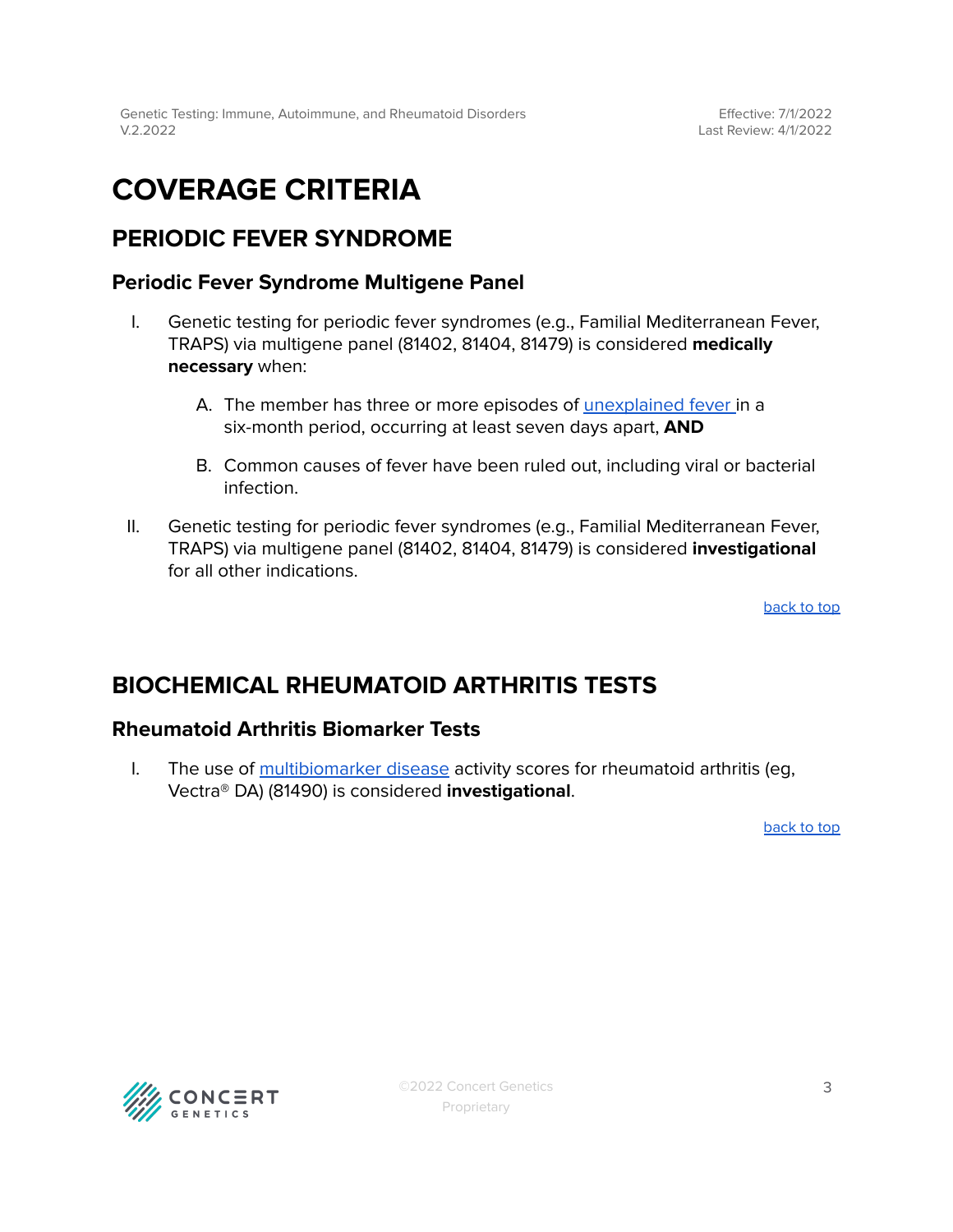# COVERAGE CRITERIA

## PERIODIC FEVER SYNDROME

### Periodic Fever Syndrome Multigene Panel

I. Genetic testing for periodic fever syndromes (e.g., Familial Mediterranean Fever, TRAPS) via multigene panel (81402, 81404, 81479) is considered **medically necessary** when:

  A. The member has three or more episodes of unexplained fever in a six-month period, occurring at least seven days apart, **AND**

  B. Common causes of fever have been ruled out, including viral or bacterial infection.

II. Genetic testing for periodic fever syndromes (e.g., Familial Mediterranean Fever, TRAPS) via multigene panel (81402, 81404, 81479) is considered **investigational** for all other indications.

back to top

## BIOCHEMICAL RHEUMATOID ARTHRITIS TESTS

### Rheumatoid Arthritis Biomarker Tests

I. The use of multibiomarker disease activity scores for rheumatoid arthritis (eg, Vectra® DA) (81490) is considered **investigational**.

back to top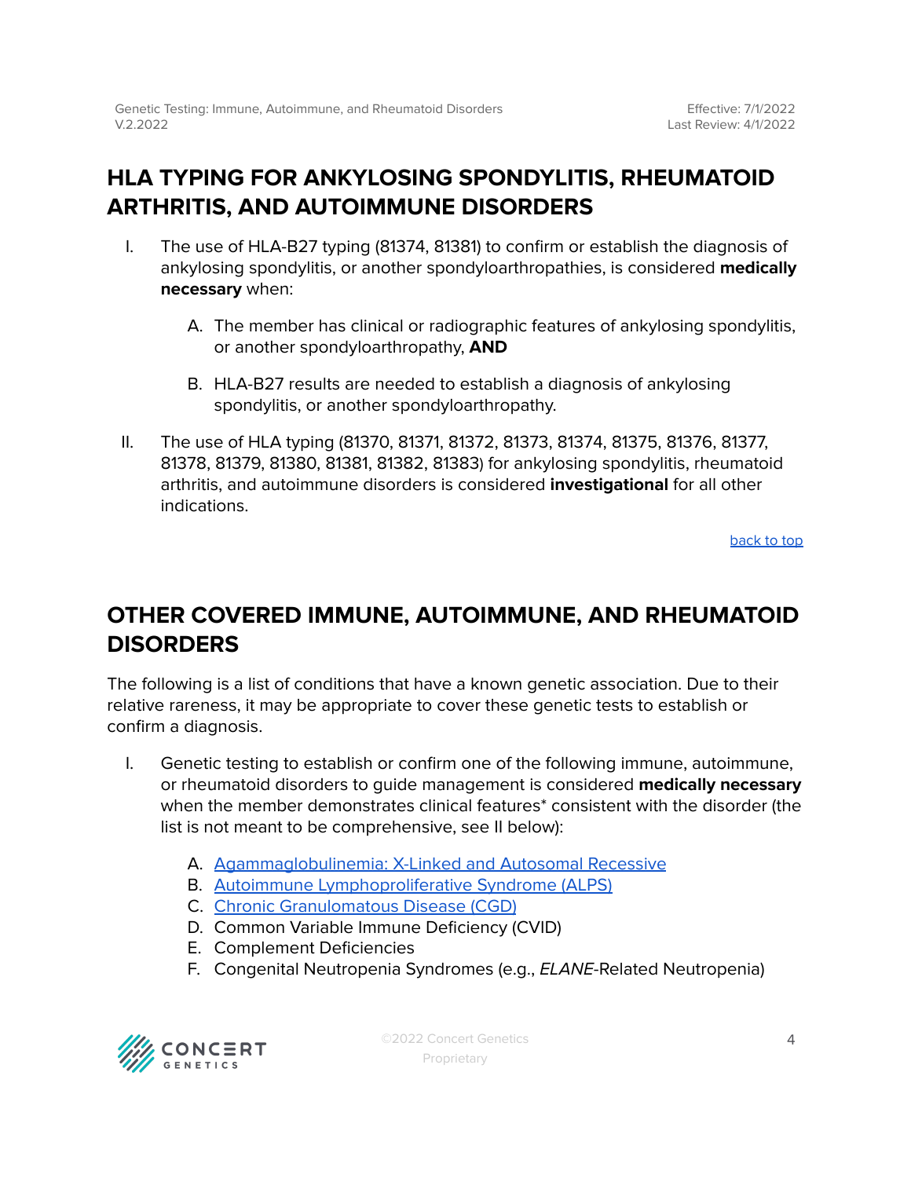## HLA TYPING FOR ANKYLOSING SPONDYLITIS, RHEUMATOID ARTHRITIS, AND AUTOIMMUNE DISORDERS

I. The use of HLA-B27 typing (81374, 81381) to confirm or establish the diagnosis of ankylosing spondylitis, or another spondyloarthropathies, is considered **medically necessary** when:

   A. The member has clinical or radiographic features of ankylosing spondylitis, or another spondyloarthropathy, **AND**

   B. HLA-B27 results are needed to establish a diagnosis of ankylosing spondylitis, or another spondyloarthropathy.

II. The use of HLA typing (81370, 81371, 81372, 81373, 81374, 81375, 81376, 81377, 81378, 81379, 81380, 81381, 81382, 81383) for ankylosing spondylitis, rheumatoid arthritis, and autoimmune disorders is considered **investigational** for all other indications.

back to top

## OTHER COVERED IMMUNE, AUTOIMMUNE, AND RHEUMATOID DISORDERS

The following is a list of conditions that have a known genetic association. Due to their relative rareness, it may be appropriate to cover these genetic tests to establish or confirm a diagnosis.

I. Genetic testing to establish or confirm one of the following immune, autoimmune, or rheumatoid disorders to guide management is considered **medically necessary** when the member demonstrates clinical features* consistent with the disorder (the list is not meant to be comprehensive, see II below):

   A. Agammaglobulinemia: X-Linked and Autosomal Recessive
   B. Autoimmune Lymphoproliferative Syndrome (ALPS)
   C. Chronic Granulomatous Disease (CGD)
   D. Common Variable Immune Deficiency (CVID)
   E. Complement Deficiencies
   F. Congenital Neutropenia Syndromes (e.g., *ELANE*-Related Neutropenia)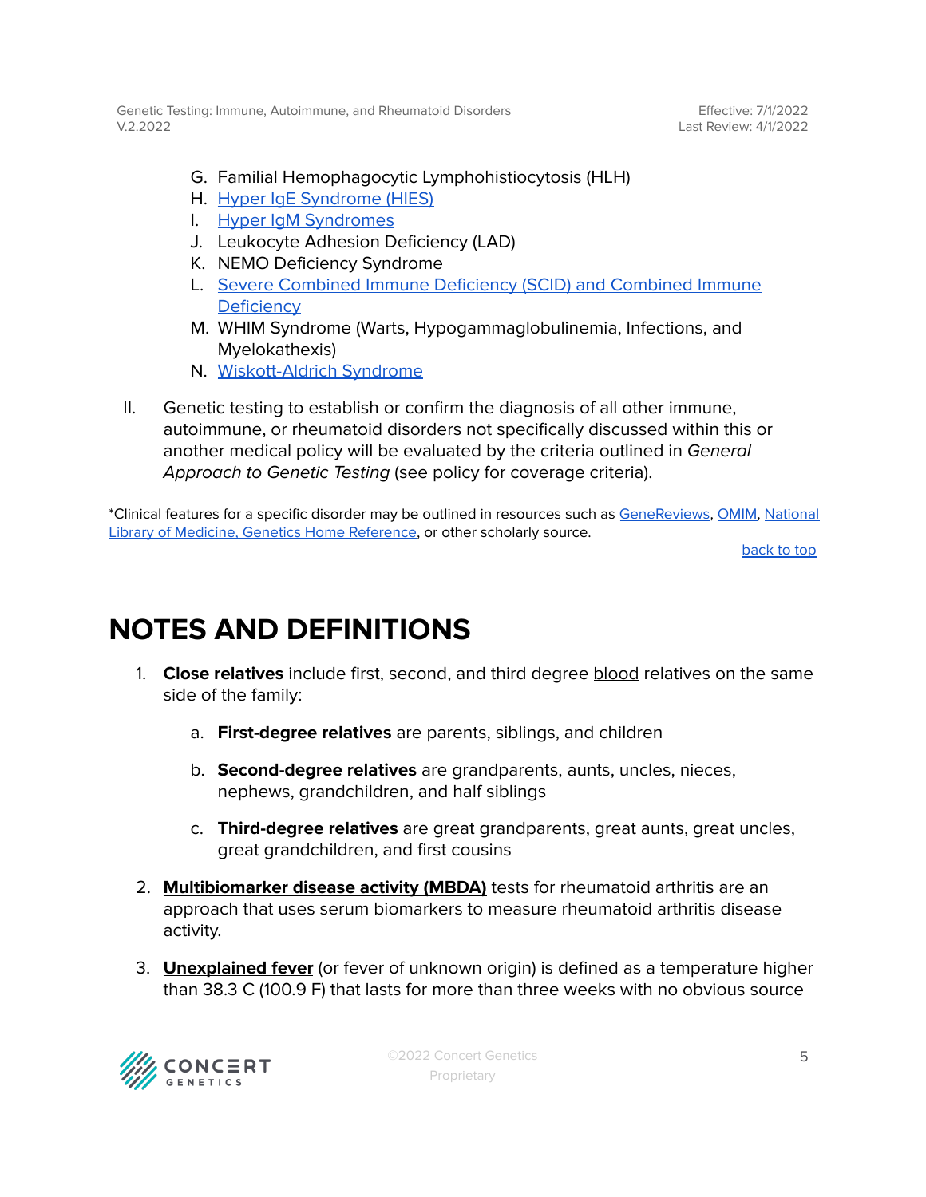G. Familial Hemophagocytic Lymphohistiocytosis (HLH)
H. Hyper IgE Syndrome (HIES)
I. Hyper IgM Syndromes
J. Leukocyte Adhesion Deficiency (LAD)
K. NEMO Deficiency Syndrome
L. Severe Combined Immune Deficiency (SCID) and Combined Immune Deficiency
M. WHIM Syndrome (Warts, Hypogammaglobulinemia, Infections, and Myelokathexis)
N. Wiskott-Aldrich Syndrome

II. Genetic testing to establish or confirm the diagnosis of all other immune, autoimmune, or rheumatoid disorders not specifically discussed within this or another medical policy will be evaluated by the criteria outlined in *General Approach to Genetic Testing* (see policy for coverage criteria).

*Clinical features for a specific disorder may be outlined in resources such as GeneReviews, OMIM, National Library of Medicine, Genetics Home Reference, or other scholarly source.

back to top

# NOTES AND DEFINITIONS

1. **Close relatives** include first, second, and third degree blood relatives on the same side of the family:
   a. **First-degree relatives** are parents, siblings, and children
   b. **Second-degree relatives** are grandparents, aunts, uncles, nieces, nephews, grandchildren, and half siblings
   c. **Third-degree relatives** are great grandparents, great aunts, great uncles, great grandchildren, and first cousins
2. **Multibiomarker disease activity (MBDA)** tests for rheumatoid arthritis are an approach that uses serum biomarkers to measure rheumatoid arthritis disease activity.
3. **Unexplained fever** (or fever of unknown origin) is defined as a temperature higher than 38.3 C (100.9 F) that lasts for more than three weeks with no obvious source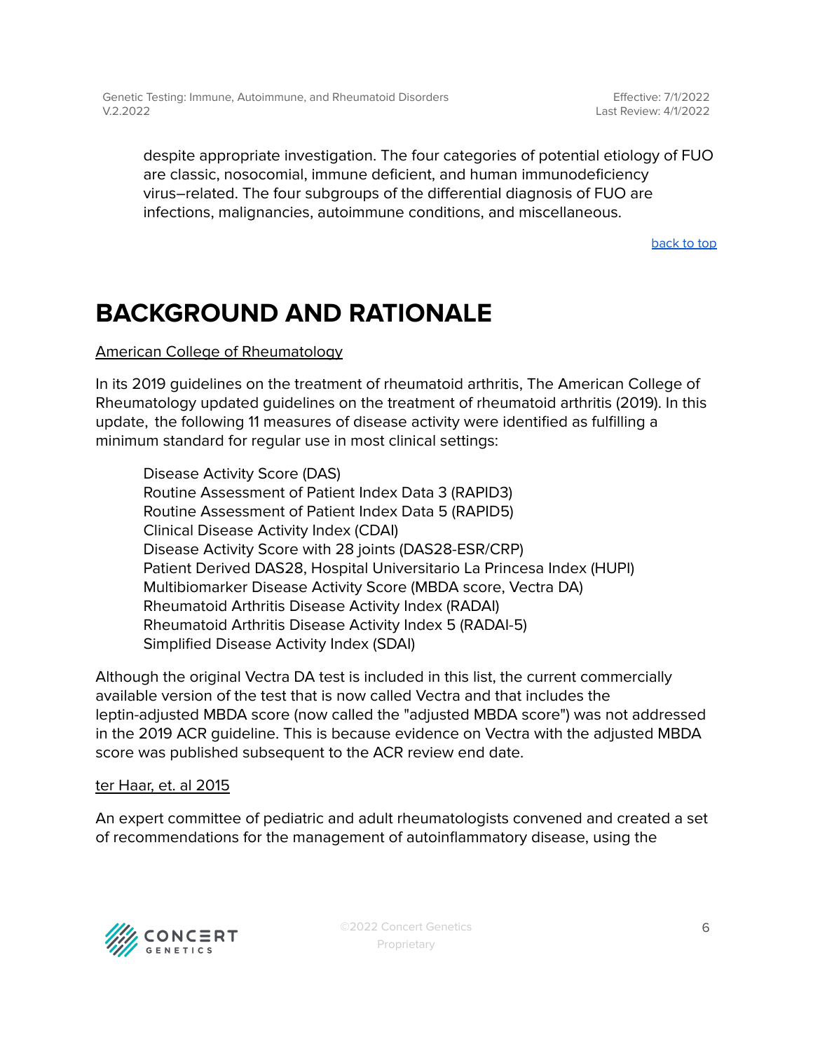despite appropriate investigation. The four categories of potential etiology of FUO are classic, nosocomial, immune deficient, and human immunodeficiency virus–related. The four subgroups of the differential diagnosis of FUO are infections, malignancies, autoimmune conditions, and miscellaneous.

back to top

# BACKGROUND AND RATIONALE

American College of Rheumatology

In its 2019 guidelines on the treatment of rheumatoid arthritis, The American College of Rheumatology updated guidelines on the treatment of rheumatoid arthritis (2019). In this update, the following 11 measures of disease activity were identified as fulfilling a minimum standard for regular use in most clinical settings:

Disease Activity Score (DAS)
Routine Assessment of Patient Index Data 3 (RAPID3)
Routine Assessment of Patient Index Data 5 (RAPID5)
Clinical Disease Activity Index (CDAI)
Disease Activity Score with 28 joints (DAS28-ESR/CRP)
Patient Derived DAS28, Hospital Universitario La Princesa Index (HUPI)
Multibiomarker Disease Activity Score (MBDA score, Vectra DA)
Rheumatoid Arthritis Disease Activity Index (RADAI)
Rheumatoid Arthritis Disease Activity Index 5 (RADAI-5)
Simplified Disease Activity Index (SDAI)

Although the original Vectra DA test is included in this list, the current commercially available version of the test that is now called Vectra and that includes the leptin-adjusted MBDA score (now called the "adjusted MBDA score") was not addressed in the 2019 ACR guideline. This is because evidence on Vectra with the adjusted MBDA score was published subsequent to the ACR review end date.

ter Haar, et. al 2015

An expert committee of pediatric and adult rheumatologists convened and created a set of recommendations for the management of autoinflammatory disease, using the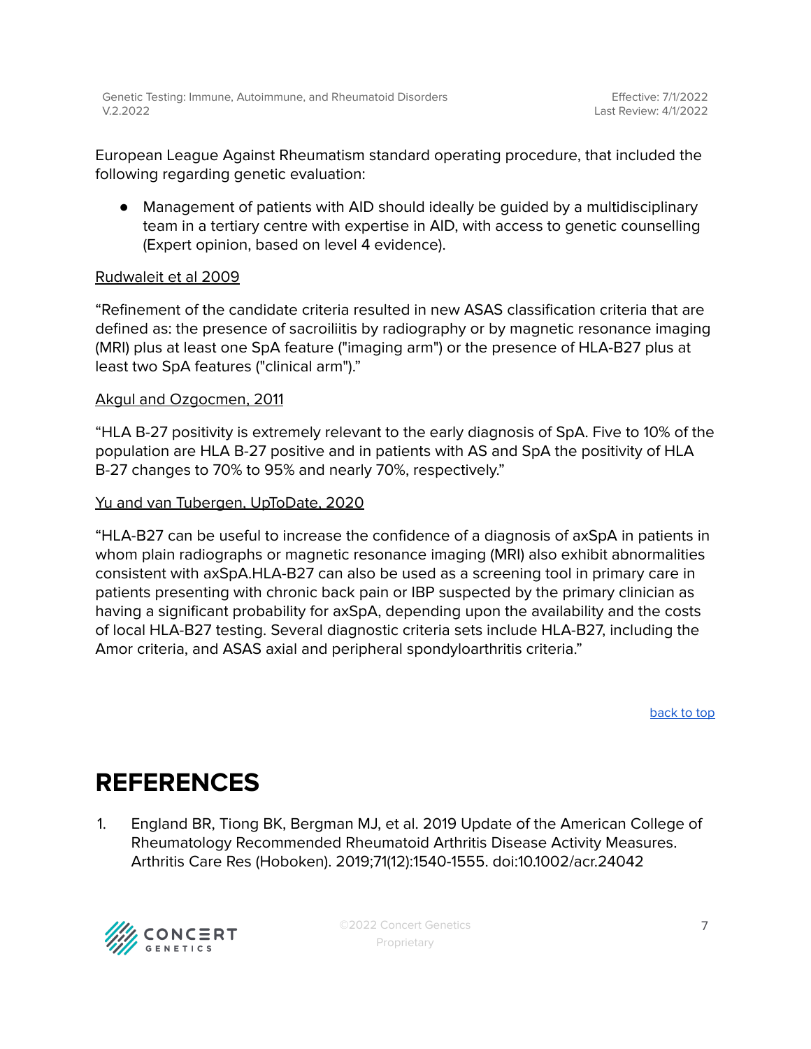European League Against Rheumatism standard operating procedure, that included the following regarding genetic evaluation:

- Management of patients with AID should ideally be guided by a multidisciplinary team in a tertiary centre with expertise in AID, with access to genetic counselling (Expert opinion, based on level 4 evidence).

Rudwaleit et al 2009

"Refinement of the candidate criteria resulted in new ASAS classification criteria that are defined as: the presence of sacroiliitis by radiography or by magnetic resonance imaging (MRI) plus at least one SpA feature ("imaging arm") or the presence of HLA-B27 plus at least two SpA features ("clinical arm")."

Akgul and Ozgocmen, 2011

"HLA B-27 positivity is extremely relevant to the early diagnosis of SpA. Five to 10% of the population are HLA B-27 positive and in patients with AS and SpA the positivity of HLA B-27 changes to 70% to 95% and nearly 70%, respectively."

Yu and van Tubergen, UpToDate, 2020

"HLA-B27 can be useful to increase the confidence of a diagnosis of axSpA in patients in whom plain radiographs or magnetic resonance imaging (MRI) also exhibit abnormalities consistent with axSpA.HLA-B27 can also be used as a screening tool in primary care in patients presenting with chronic back pain or IBP suspected by the primary clinician as having a significant probability for axSpA, depending upon the availability and the costs of local HLA-B27 testing. Several diagnostic criteria sets include HLA-B27, including the Amor criteria, and ASAS axial and peripheral spondyloarthritis criteria."

back to top

# REFERENCES

1. England BR, Tiong BK, Bergman MJ, et al. 2019 Update of the American College of Rheumatology Recommended Rheumatoid Arthritis Disease Activity Measures. Arthritis Care Res (Hoboken). 2019;71(12):1540-1555. doi:10.1002/acr.24042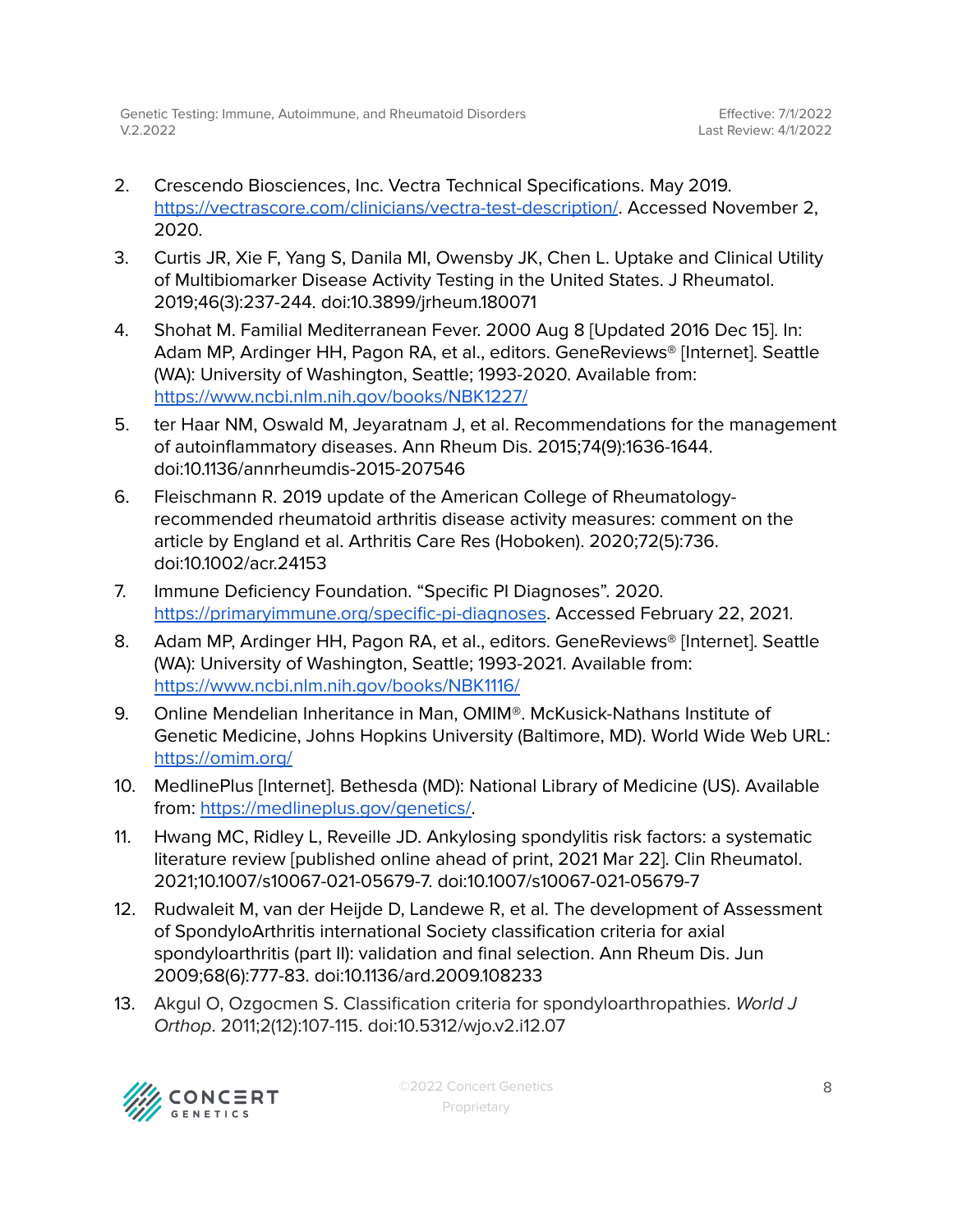2. Crescendo Biosciences, Inc. Vectra Technical Specifications. May 2019. https://vectrascore.com/clinicians/vectra-test-description/. Accessed November 2, 2020.
3. Curtis JR, Xie F, Yang S, Danila MI, Owensby JK, Chen L. Uptake and Clinical Utility of Multibiomarker Disease Activity Testing in the United States. J Rheumatol. 2019;46(3):237-244. doi:10.3899/jrheum.180071
4. Shohat M. Familial Mediterranean Fever. 2000 Aug 8 [Updated 2016 Dec 15]. In: Adam MP, Ardinger HH, Pagon RA, et al., editors. GeneReviews® [Internet]. Seattle (WA): University of Washington, Seattle; 1993-2020. Available from: https://www.ncbi.nlm.nih.gov/books/NBK1227/
5. ter Haar NM, Oswald M, Jeyaratnam J, et al. Recommendations for the management of autoinflammatory diseases. Ann Rheum Dis. 2015;74(9):1636-1644. doi:10.1136/annrheumdis-2015-207546
6. Fleischmann R. 2019 update of the American College of Rheumatology-recommended rheumatoid arthritis disease activity measures: comment on the article by England et al. Arthritis Care Res (Hoboken). 2020;72(5):736. doi:10.1002/acr.24153
7. Immune Deficiency Foundation. "Specific PI Diagnoses". 2020. https://primaryimmune.org/specific-pi-diagnoses. Accessed February 22, 2021.
8. Adam MP, Ardinger HH, Pagon RA, et al., editors. GeneReviews® [Internet]. Seattle (WA): University of Washington, Seattle; 1993-2021. Available from: https://www.ncbi.nlm.nih.gov/books/NBK1116/
9. Online Mendelian Inheritance in Man, OMIM®. McKusick-Nathans Institute of Genetic Medicine, Johns Hopkins University (Baltimore, MD). World Wide Web URL: https://omim.org/
10. MedlinePlus [Internet]. Bethesda (MD): National Library of Medicine (US). Available from: https://medlineplus.gov/genetics/.
11. Hwang MC, Ridley L, Reveille JD. Ankylosing spondylitis risk factors: a systematic literature review [published online ahead of print, 2021 Mar 22]. Clin Rheumatol. 2021;10.1007/s10067-021-05679-7. doi:10.1007/s10067-021-05679-7
12. Rudwaleit M, van der Heijde D, Landewe R, et al. The development of Assessment of SpondyloArthritis international Society classification criteria for axial spondyloarthritis (part II): validation and final selection. Ann Rheum Dis. Jun 2009;68(6):777-83. doi:10.1136/ard.2009.108233
13. Akgul O, Ozgocmen S. Classification criteria for spondyloarthropathies. *World J Orthop*. 2011;2(12):107-115. doi:10.5312/wjo.v2.i12.07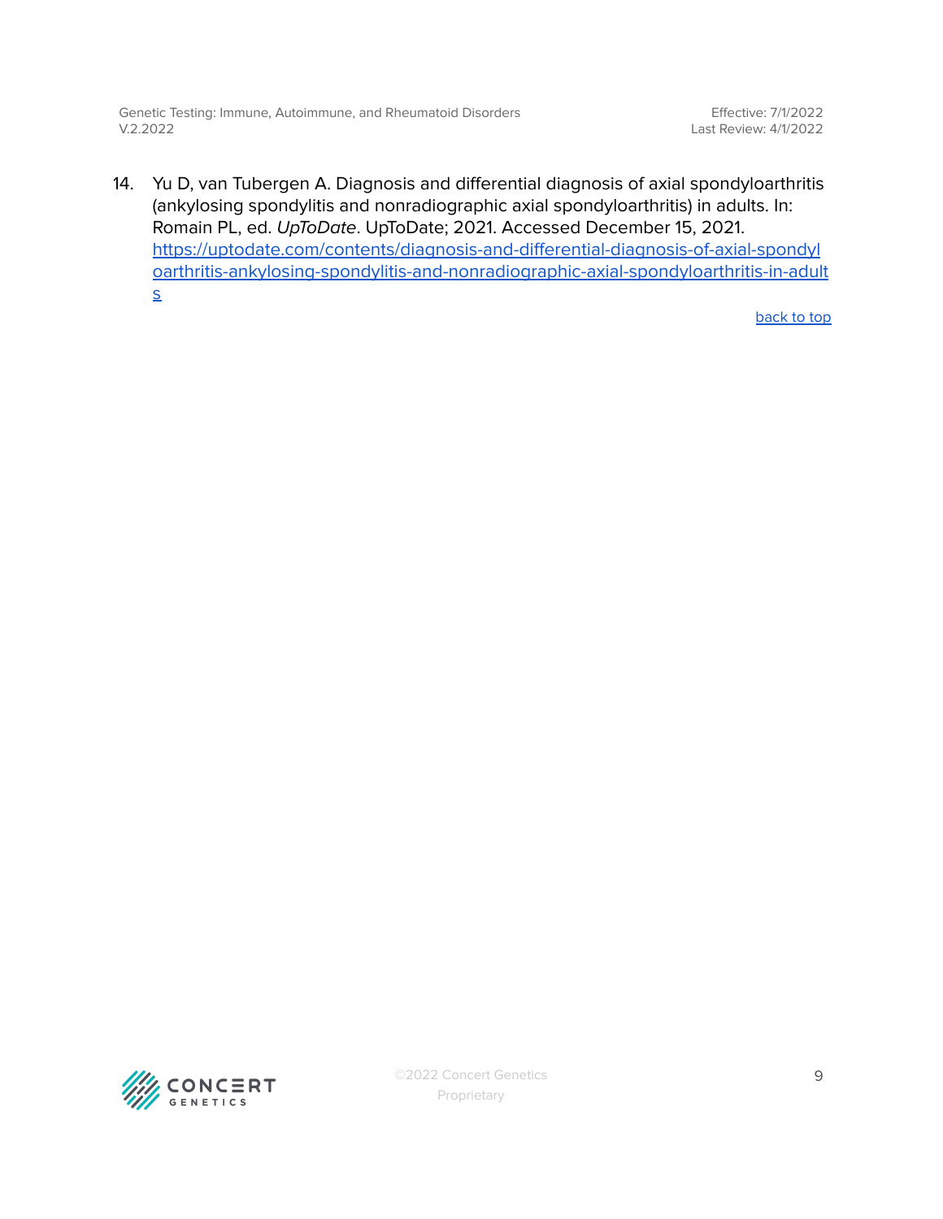14. Yu D, van Tubergen A. Diagnosis and differential diagnosis of axial spondyloarthritis (ankylosing spondylitis and nonradiographic axial spondyloarthritis) in adults. In: Romain PL, ed. *UpToDate*. UpToDate; 2021. Accessed December 15, 2021. https://uptodate.com/contents/diagnosis-and-differential-diagnosis-of-axial-spondyloarthritis-ankylosing-spondylitis-and-nonradiographic-axial-spondyloarthritis-in-adults

back to top